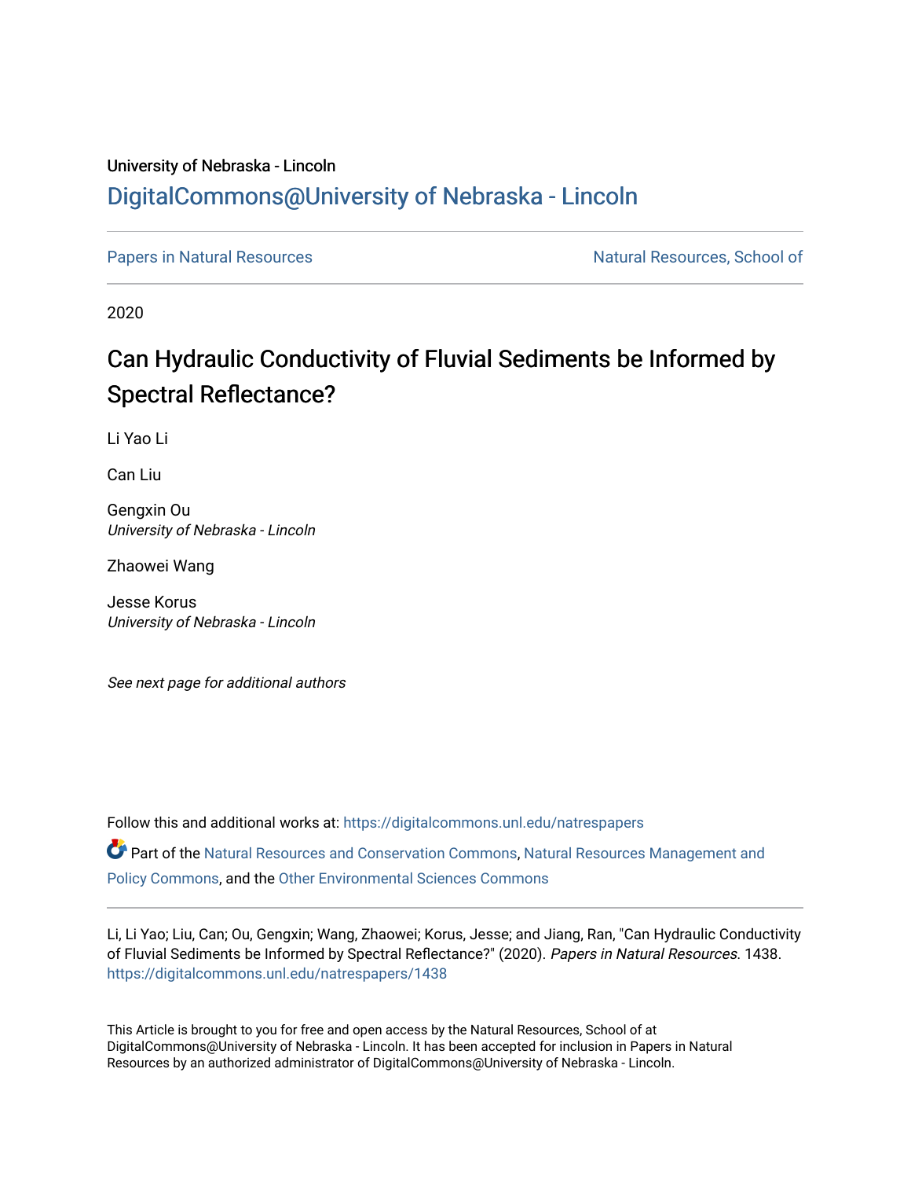University of Nebraska - Lincoln

DigitalCommons@University of Nebraska - Lincoln

Papers in Natural Resources — Natural Resources, School of

2020

# Can Hydraulic Conductivity of Fluvial Sediments be Informed by Spectral Reflectance?

Li Yao Li

Can Liu

Gengxin Ou
*University of Nebraska - Lincoln*

Zhaowei Wang

Jesse Korus
*University of Nebraska - Lincoln*

*See next page for additional authors*

Follow this and additional works at: https://digitalcommons.unl.edu/natrespapers

Part of the Natural Resources and Conservation Commons, Natural Resources Management and Policy Commons, and the Other Environmental Sciences Commons

Li, Li Yao; Liu, Can; Ou, Gengxin; Wang, Zhaowei; Korus, Jesse; and Jiang, Ran, "Can Hydraulic Conductivity of Fluvial Sediments be Informed by Spectral Reflectance?" (2020). *Papers in Natural Resources.* 1438.
https://digitalcommons.unl.edu/natrespapers/1438

This Article is brought to you for free and open access by the Natural Resources, School of at DigitalCommons@University of Nebraska - Lincoln. It has been accepted for inclusion in Papers in Natural Resources by an authorized administrator of DigitalCommons@University of Nebraska - Lincoln.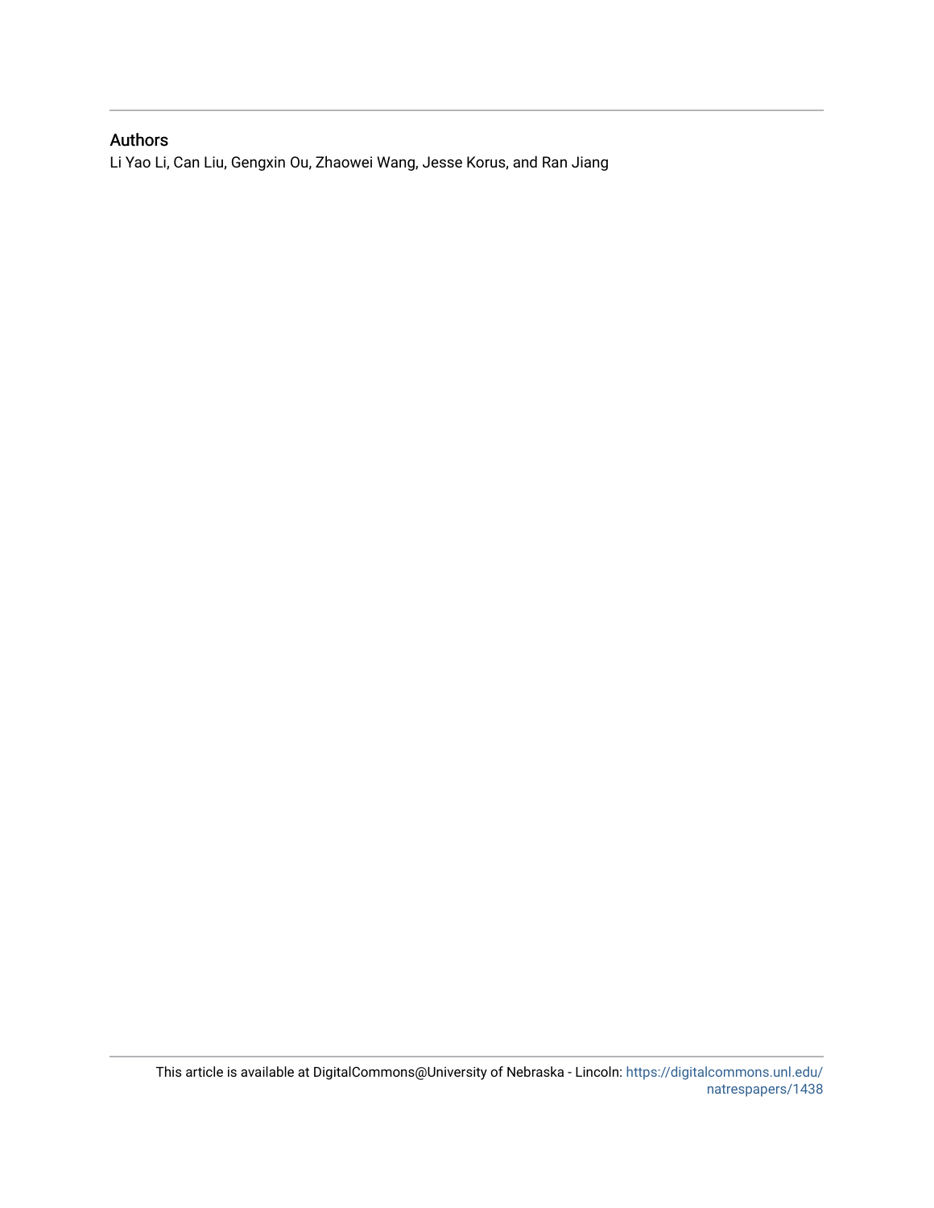## Authors

Li Yao Li, Can Liu, Gengxin Ou, Zhaowei Wang, Jesse Korus, and Ran Jiang

This article is available at DigitalCommons@University of Nebraska - Lincoln: https://digitalcommons.unl.edu/natrespapers/1438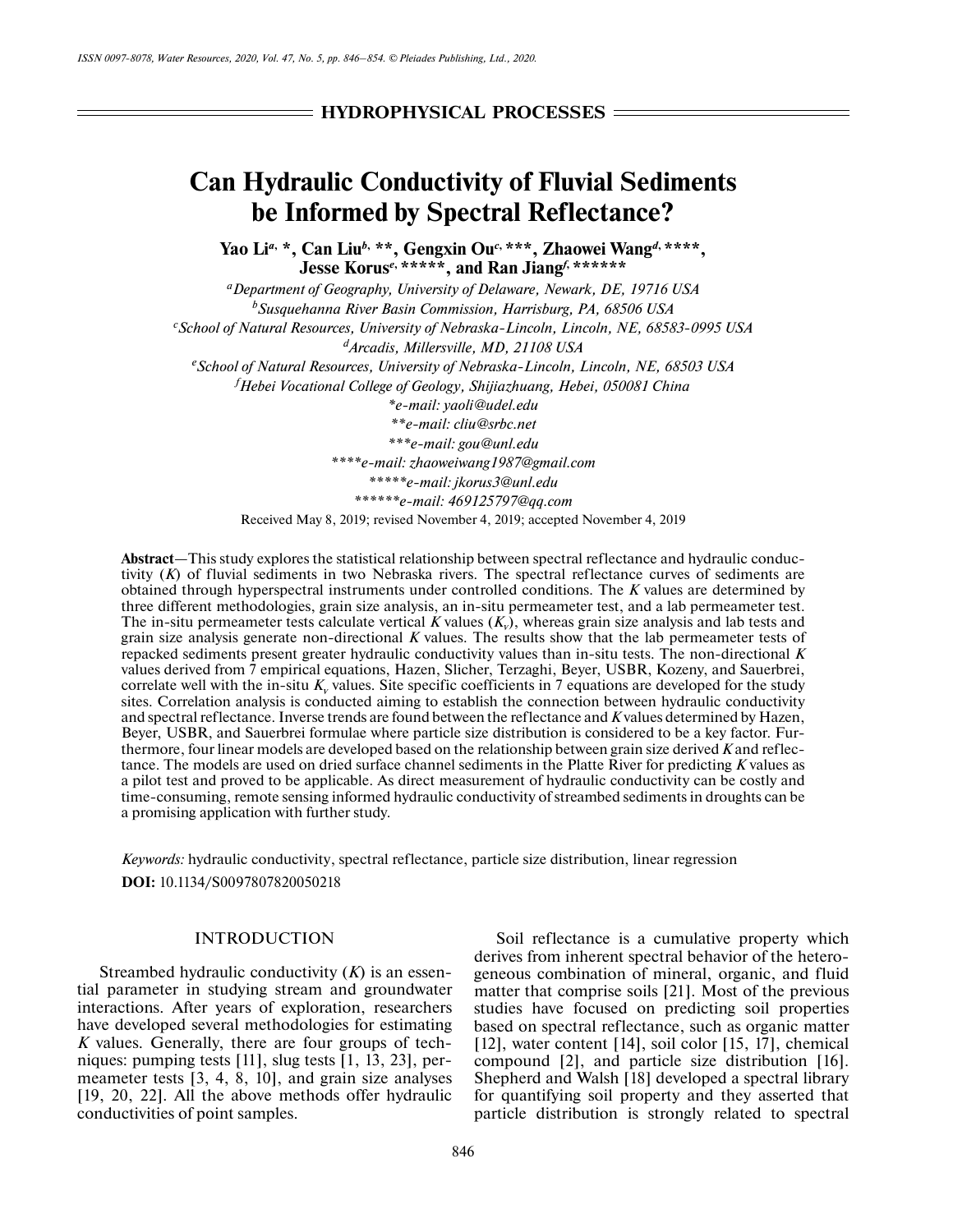HYDROPHYSICAL PROCESSES

# Can Hydraulic Conductivity of Fluvial Sediments be Informed by Spectral Reflectance?

**Yao Li[a, *], Can Liu[b, **], Gengxin Ou[c, ***], Zhaowei Wang[d, ****], Jesse Korus[e, *****], and Ran Jiang[f, ******]**

[a]*Department of Geography, University of Delaware, Newark, DE, 19716 USA*

[b]*Susquehanna River Basin Commission, Harrisburg, PA, 68506 USA*

[c]*School of Natural Resources, University of Nebraska-Lincoln, Lincoln, NE, 68583-0995 USA*

[d]*Arcadis, Millersville, MD, 21108 USA*

[e]*School of Natural Resources, University of Nebraska-Lincoln, Lincoln, NE, 68503 USA*

[f]*Hebei Vocational College of Geology, Shijiazhuang, Hebei, 050081 China*

*\*e-mail: yaoli@udel.edu*

*\*\*e-mail: cliu@srbc.net*

*\*\*\*e-mail: gou@unl.edu*

*\*\*\*\*e-mail: zhaoweiwang1987@gmail.com*

*\*\*\*\*\*e-mail: jkorus3@unl.edu*

*\*\*\*\*\*\*e-mail: 469125797@qq.com*

Received May 8, 2019; revised November 4, 2019; accepted November 4, 2019

**Abstract**—This study explores the statistical relationship between spectral reflectance and hydraulic conductivity ($K$) of fluvial sediments in two Nebraska rivers. The spectral reflectance curves of sediments are obtained through hyperspectral instruments under controlled conditions. The $K$ values are determined by three different methodologies, grain size analysis, an in-situ permeameter test, and a lab permeameter test. The in-situ permeameter tests calculate vertical $K$ values ($K_v$), whereas grain size analysis and lab tests and grain size analysis generate non-directional $K$ values. The results show that the lab permeameter tests of repacked sediments present greater hydraulic conductivity values than in-situ tests. The non-directional $K$ values derived from 7 empirical equations, Hazen, Slicher, Terzaghi, Beyer, USBR, Kozeny, and Sauerbrei, correlate well with the in-situ $K_v$ values. Site specific coefficients in 7 equations are developed for the study sites. Correlation analysis is conducted aiming to establish the connection between hydraulic conductivity and spectral reflectance. Inverse trends are found between the reflectance and $K$ values determined by Hazen, Beyer, USBR, and Sauerbrei formulae where particle size distribution is considered to be a key factor. Furthermore, four linear models are developed based on the relationship between grain size derived $K$ and reflectance. The models are used on dried surface channel sediments in the Platte River for predicting $K$ values as a pilot test and proved to be applicable. As direct measurement of hydraulic conductivity can be costly and time-consuming, remote sensing informed hydraulic conductivity of streambed sediments in droughts can be a promising application with further study.

*Keywords:* hydraulic conductivity, spectral reflectance, particle size distribution, linear regression

**DOI:** 10.1134/S0097807820050218

## INTRODUCTION

Streambed hydraulic conductivity ($K$) is an essential parameter in studying stream and groundwater interactions. After years of exploration, researchers have developed several methodologies for estimating $K$ values. Generally, there are four groups of techniques: pumping tests [11], slug tests [1, 13, 23], permeameter tests [3, 4, 8, 10], and grain size analyses [19, 20, 22]. All the above methods offer hydraulic conductivities of point samples.

Soil reflectance is a cumulative property which derives from inherent spectral behavior of the heterogeneous combination of mineral, organic, and fluid matter that comprise soils [21]. Most of the previous studies have focused on predicting soil properties based on spectral reflectance, such as organic matter [12], water content [14], soil color [15, 17], chemical compound [2], and particle size distribution [16]. Shepherd and Walsh [18] developed a spectral library for quantifying soil property and they asserted that particle distribution is strongly related to spectral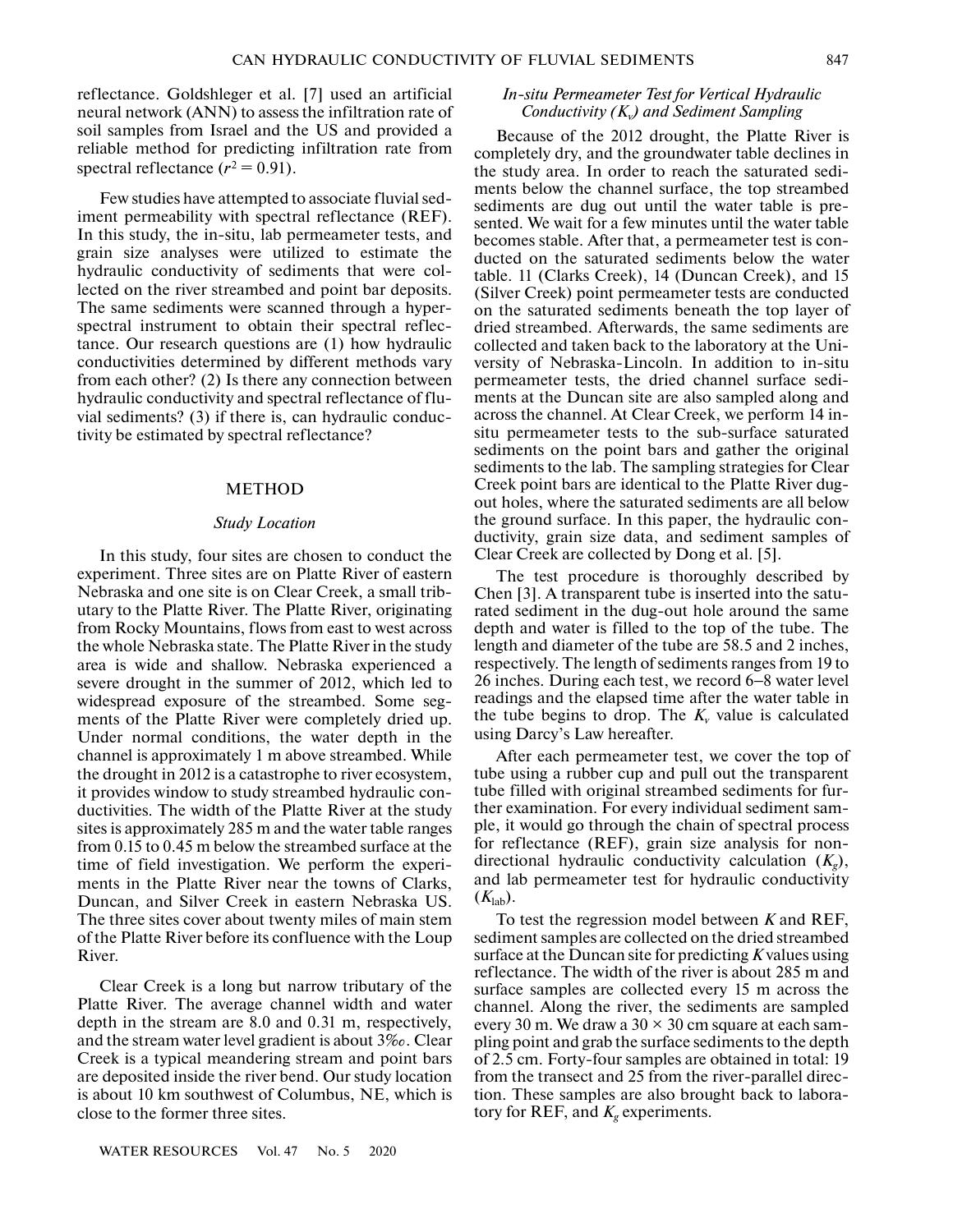reflectance. Goldshleger et al. [7] used an artificial neural network (ANN) to assess the infiltration rate of soil samples from Israel and the US and provided a reliable method for predicting infiltration rate from spectral reflectance ($r^2 = 0.91$).

Few studies have attempted to associate fluvial sediment permeability with spectral reflectance (REF). In this study, the in-situ, lab permeameter tests, and grain size analyses were utilized to estimate the hydraulic conductivity of sediments that were collected on the river streambed and point bar deposits. The same sediments were scanned through a hyperspectral instrument to obtain their spectral reflectance. Our research questions are (1) how hydraulic conductivities determined by different methods vary from each other? (2) Is there any connection between hydraulic conductivity and spectral reflectance of fluvial sediments? (3) if there is, can hydraulic conductivity be estimated by spectral reflectance?

## METHOD

### *Study Location*

In this study, four sites are chosen to conduct the experiment. Three sites are on Platte River of eastern Nebraska and one site is on Clear Creek, a small tributary to the Platte River. The Platte River, originating from Rocky Mountains, flows from east to west across the whole Nebraska state. The Platte River in the study area is wide and shallow. Nebraska experienced a severe drought in the summer of 2012, which led to widespread exposure of the streambed. Some segments of the Platte River were completely dried up. Under normal conditions, the water depth in the channel is approximately 1 m above streambed. While the drought in 2012 is a catastrophe to river ecosystem, it provides window to study streambed hydraulic conductivities. The width of the Platte River at the study sites is approximately 285 m and the water table ranges from 0.15 to 0.45 m below the streambed surface at the time of field investigation. We perform the experiments in the Platte River near the towns of Clarks, Duncan, and Silver Creek in eastern Nebraska US. The three sites cover about twenty miles of main stem of the Platte River before its confluence with the Loup River.

Clear Creek is a long but narrow tributary of the Platte River. The average channel width and water depth in the stream are 8.0 and 0.31 m, respectively, and the stream water level gradient is about 3‰. Clear Creek is a typical meandering stream and point bars are deposited inside the river bend. Our study location is about 10 km southwest of Columbus, NE, which is close to the former three sites.

### *In-situ Permeameter Test for Vertical Hydraulic Conductivity ($K_v$) and Sediment Sampling*

Because of the 2012 drought, the Platte River is completely dry, and the groundwater table declines in the study area. In order to reach the saturated sediments below the channel surface, the top streambed sediments are dug out until the water table is presented. We wait for a few minutes until the water table becomes stable. After that, a permeameter test is conducted on the saturated sediments below the water table. 11 (Clarks Creek), 14 (Duncan Creek), and 15 (Silver Creek) point permeameter tests are conducted on the saturated sediments beneath the top layer of dried streambed. Afterwards, the same sediments are collected and taken back to the laboratory at the University of Nebraska-Lincoln. In addition to in-situ permeameter tests, the dried channel surface sediments at the Duncan site are also sampled along and across the channel. At Clear Creek, we perform 14 in-situ permeameter tests to the sub-surface saturated sediments on the point bars and gather the original sediments to the lab. The sampling strategies for Clear Creek point bars are identical to the Platte River dug-out holes, where the saturated sediments are all below the ground surface. In this paper, the hydraulic conductivity, grain size data, and sediment samples of Clear Creek are collected by Dong et al. [5].

The test procedure is thoroughly described by Chen [3]. A transparent tube is inserted into the saturated sediment in the dug-out hole around the same depth and water is filled to the top of the tube. The length and diameter of the tube are 58.5 and 2 inches, respectively. The length of sediments ranges from 19 to 26 inches. During each test, we record 6–8 water level readings and the elapsed time after the water table in the tube begins to drop. The $K_v$ value is calculated using Darcy's Law hereafter.

After each permeameter test, we cover the top of tube using a rubber cup and pull out the transparent tube filled with original streambed sediments for further examination. For every individual sediment sample, it would go through the chain of spectral process for reflectance (REF), grain size analysis for non-directional hydraulic conductivity calculation ($K_g$), and lab permeameter test for hydraulic conductivity ($K_{lab}$).

To test the regression model between $K$ and REF, sediment samples are collected on the dried streambed surface at the Duncan site for predicting $K$ values using reflectance. The width of the river is about 285 m and surface samples are collected every 15 m across the channel. Along the river, the sediments are sampled every 30 m. We draw a 30 × 30 cm square at each sampling point and grab the surface sediments to the depth of 2.5 cm. Forty-four samples are obtained in total: 19 from the transect and 25 from the river-parallel direction. These samples are also brought back to laboratory for REF, and $K_g$ experiments.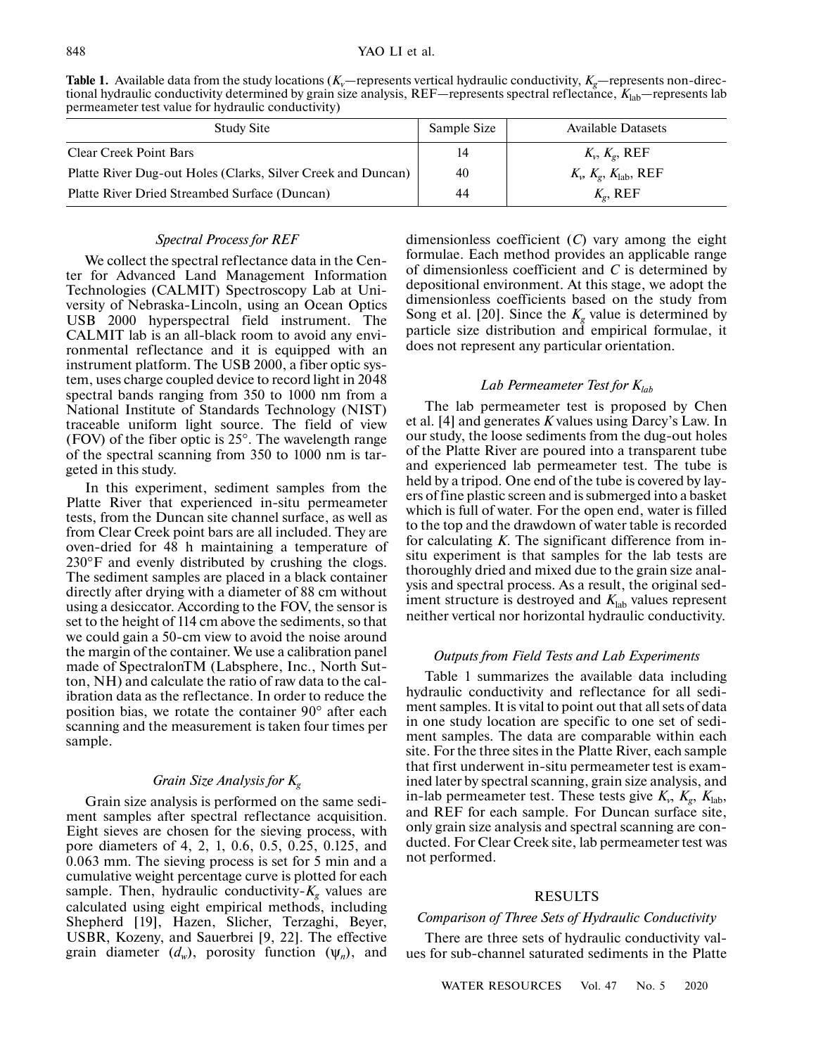**Table 1.** Available data from the study locations ($K_v$—represents vertical hydraulic conductivity, $K_g$—represents non-directional hydraulic conductivity determined by grain size analysis, REF—represents spectral reflectance, $K_{lab}$—represents lab permeameter test value for hydraulic conductivity)

| Study Site | Sample Size | Available Datasets |
|---|---|---|
| Clear Creek Point Bars | 14 | $K_v$, $K_g$, REF |
| Platte River Dug-out Holes (Clarks, Silver Creek and Duncan) | 40 | $K_v$, $K_g$, $K_{lab}$, REF |
| Platte River Dried Streambed Surface (Duncan) | 44 | $K_g$, REF |

### *Spectral Process for REF*

We collect the spectral reflectance data in the Center for Advanced Land Management Information Technologies (CALMIT) Spectroscopy Lab at University of Nebraska-Lincoln, using an Ocean Optics USB 2000 hyperspectral field instrument. The CALMIT lab is an all-black room to avoid any environmental reflectance and it is equipped with an instrument platform. The USB 2000, a fiber optic system, uses charge coupled device to record light in 2048 spectral bands ranging from 350 to 1000 nm from a National Institute of Standards Technology (NIST) traceable uniform light source. The field of view (FOV) of the fiber optic is 25°. The wavelength range of the spectral scanning from 350 to 1000 nm is targeted in this study.

In this experiment, sediment samples from the Platte River that experienced in-situ permeameter tests, from the Duncan site channel surface, as well as from Clear Creek point bars are all included. They are oven-dried for 48 h maintaining a temperature of 230°F and evenly distributed by crushing the clogs. The sediment samples are placed in a black container directly after drying with a diameter of 88 cm without using a desiccator. According to the FOV, the sensor is set to the height of 114 cm above the sediments, so that we could gain a 50-cm view to avoid the noise around the margin of the container. We use a calibration panel made of SpectralonTM (Labsphere, Inc., North Sutton, NH) and calculate the ratio of raw data to the calibration data as the reflectance. In order to reduce the position bias, we rotate the container 90° after each scanning and the measurement is taken four times per sample.

### *Grain Size Analysis for $K_g$*

Grain size analysis is performed on the same sediment samples after spectral reflectance acquisition. Eight sieves are chosen for the sieving process, with pore diameters of 4, 2, 1, 0.6, 0.5, 0.25, 0.125, and 0.063 mm. The sieving process is set for 5 min and a cumulative weight percentage curve is plotted for each sample. Then, hydraulic conductivity-$K_g$ values are calculated using eight empirical methods, including Shepherd [19], Hazen, Slicher, Terzaghi, Beyer, USBR, Kozeny, and Sauerbrei [9, 22]. The effective grain diameter ($d_w$), porosity function ($\psi_n$), and dimensionless coefficient ($C$) vary among the eight formulae. Each method provides an applicable range of dimensionless coefficient and $C$ is determined by depositional environment. At this stage, we adopt the dimensionless coefficients based on the study from Song et al. [20]. Since the $K_g$ value is determined by particle size distribution and empirical formulae, it does not represent any particular orientation.

### *Lab Permeameter Test for $K_{lab}$*

The lab permeameter test is proposed by Chen et al. [4] and generates $K$ values using Darcy's Law. In our study, the loose sediments from the dug-out holes of the Platte River are poured into a transparent tube and experienced lab permeameter test. The tube is held by a tripod. One end of the tube is covered by layers of fine plastic screen and is submerged into a basket which is full of water. For the open end, water is filled to the top and the drawdown of water table is recorded for calculating $K$. The significant difference from in-situ experiment is that samples for the lab tests are thoroughly dried and mixed due to the grain size analysis and spectral process. As a result, the original sediment structure is destroyed and $K_{lab}$ values represent neither vertical nor horizontal hydraulic conductivity.

### *Outputs from Field Tests and Lab Experiments*

Table 1 summarizes the available data including hydraulic conductivity and reflectance for all sediment samples. It is vital to point out that all sets of data in one study location are specific to one set of sediment samples. The data are comparable within each site. For the three sites in the Platte River, each sample that first underwent in-situ permeameter test is examined later by spectral scanning, grain size analysis, and in-lab permeameter test. These tests give $K_v$, $K_g$, $K_{lab}$, and REF for each sample. For Duncan surface site, only grain size analysis and spectral scanning are conducted. For Clear Creek site, lab permeameter test was not performed.

## RESULTS

### *Comparison of Three Sets of Hydraulic Conductivity*

There are three sets of hydraulic conductivity values for sub-channel saturated sediments in the Platte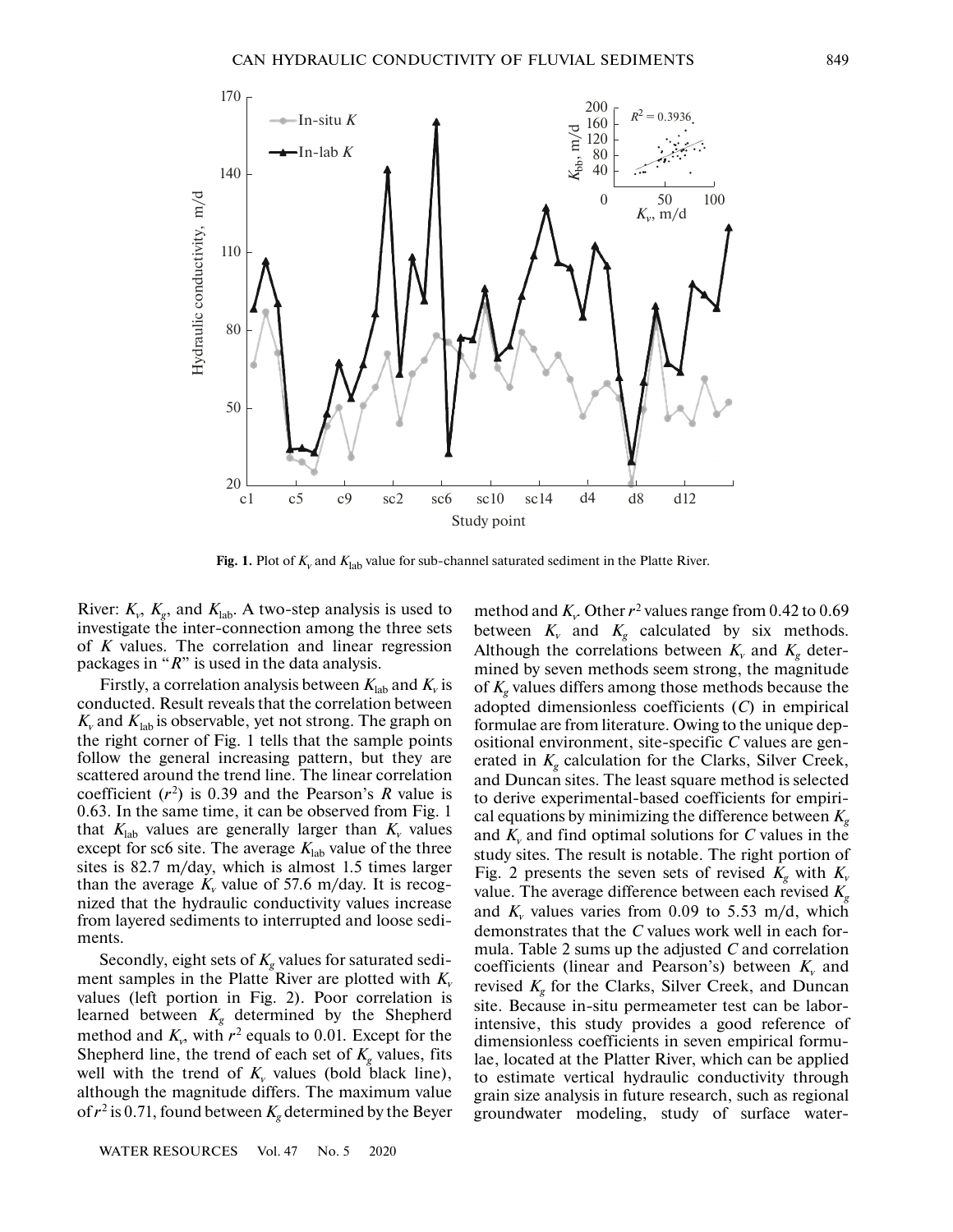Fig. 1. Plot of $K_v$ and $K_{lab}$ value for sub-channel saturated sediment in the Platte River.

River: $K_v$, $K_g$, and $K_{lab}$. A two-step analysis is used to investigate the inter-connection among the three sets of $K$ values. The correlation and linear regression packages in "$R$" is used in the data analysis.

Firstly, a correlation analysis between $K_{lab}$ and $K_v$ is conducted. Result reveals that the correlation between $K_v$ and $K_{lab}$ is observable, yet not strong. The graph on the right corner of Fig. 1 tells that the sample points follow the general increasing pattern, but they are scattered around the trend line. The linear correlation coefficient ($r^2$) is 0.39 and the Pearson's $R$ value is 0.63. In the same time, it can be observed from Fig. 1 that $K_{lab}$ values are generally larger than $K_v$ values except for sc6 site. The average $K_{lab}$ value of the three sites is 82.7 m/day, which is almost 1.5 times larger than the average $K_v$ value of 57.6 m/day. It is recognized that the hydraulic conductivity values increase from layered sediments to interrupted and loose sediments.

Secondly, eight sets of $K_g$ values for saturated sediment samples in the Platte River are plotted with $K_v$ values (left portion in Fig. 2). Poor correlation is learned between $K_g$ determined by the Shepherd method and $K_v$, with $r^2$ equals to 0.01. Except for the Shepherd line, the trend of each set of $K_g$ values, fits well with the trend of $K_v$ values (bold black line), although the magnitude differs. The maximum value of $r^2$ is 0.71, found between $K_g$ determined by the Beyer method and $K_v$. Other $r^2$ values range from 0.42 to 0.69 between $K_v$ and $K_g$ calculated by six methods. Although the correlations between $K_v$ and $K_g$ determined by seven methods seem strong, the magnitude of $K_g$ values differs among those methods because the adopted dimensionless coefficients ($C$) in empirical formulae are from literature. Owing to the unique depositional environment, site-specific $C$ values are generated in $K_g$ calculation for the Clarks, Silver Creek, and Duncan sites. The least square method is selected to derive experimental-based coefficients for empirical equations by minimizing the difference between $K_g$ and $K_v$ and find optimal solutions for $C$ values in the study sites. The result is notable. The right portion of Fig. 2 presents the seven sets of revised $K_g$ with $K_v$ value. The average difference between each revised $K_g$ and $K_v$ values varies from 0.09 to 5.53 m/d, which demonstrates that the $C$ values work well in each formula. Table 2 sums up the adjusted $C$ and correlation coefficients (linear and Pearson's) between $K_v$ and revised $K_g$ for the Clarks, Silver Creek, and Duncan site. Because in-situ permeameter test can be labor-intensive, this study provides a good reference of dimensionless coefficients in seven empirical formulae, located at the Platter River, which can be applied to estimate vertical hydraulic conductivity through grain size analysis in future research, such as regional groundwater modeling, study of surface water-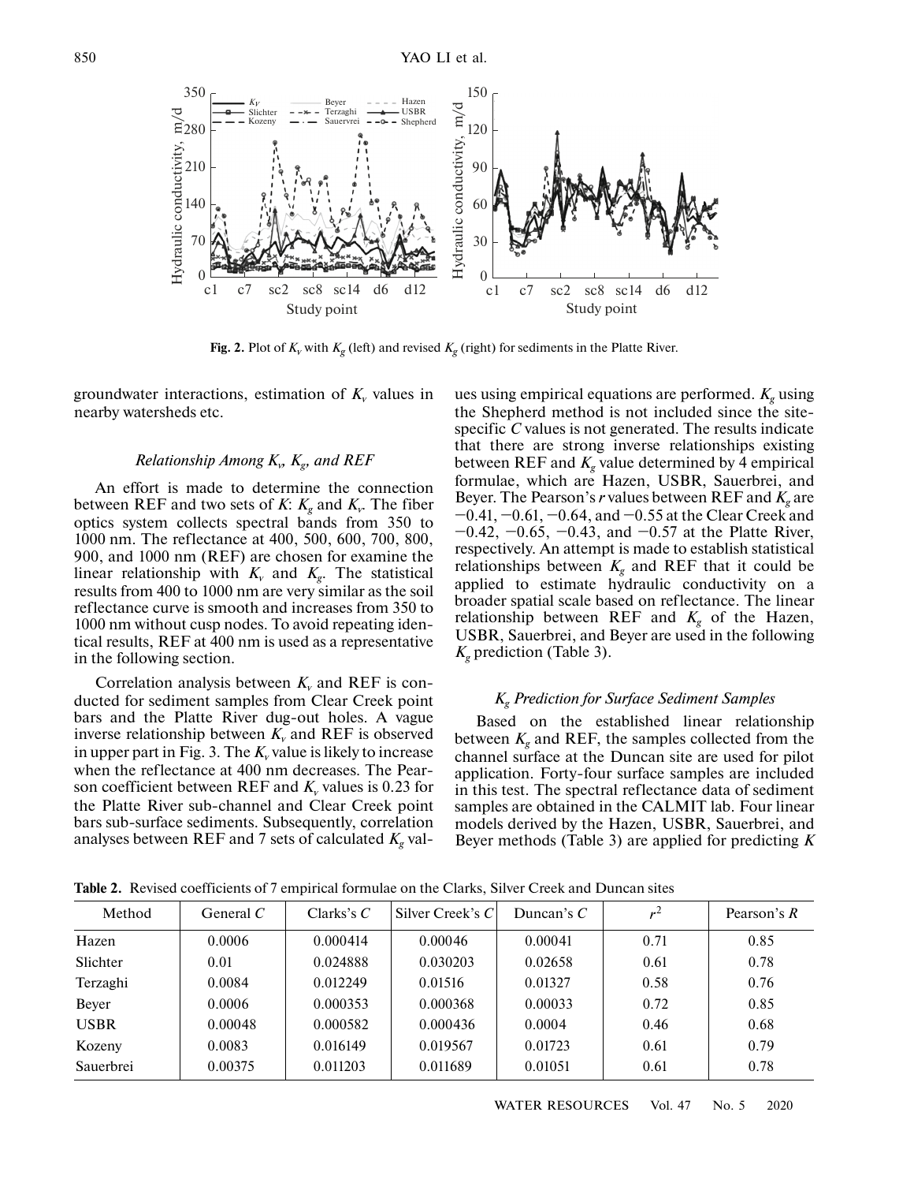Fig. 2. Plot of $K_v$ with $K_g$ (left) and revised $K_g$ (right) for sediments in the Platte River.

groundwater interactions, estimation of $K_v$ values in nearby watersheds etc.

### *Relationship Among $K_v$, $K_g$, and REF*

An effort is made to determine the connection between REF and two sets of *K*: $K_g$ and $K_v$. The fiber optics system collects spectral bands from 350 to 1000 nm. The reflectance at 400, 500, 600, 700, 800, 900, and 1000 nm (REF) are chosen for examine the linear relationship with $K_v$ and $K_g$. The statistical results from 400 to 1000 nm are very similar as the soil reflectance curve is smooth and increases from 350 to 1000 nm without cusp nodes. To avoid repeating identical results, REF at 400 nm is used as a representative in the following section.

Correlation analysis between $K_v$ and REF is conducted for sediment samples from Clear Creek point bars and the Platte River dug-out holes. A vague inverse relationship between $K_v$ and REF is observed in upper part in Fig. 3. The $K_v$ value is likely to increase when the reflectance at 400 nm decreases. The Pearson coefficient between REF and $K_v$ values is 0.23 for the Platte River sub-channel and Clear Creek point bars sub-surface sediments. Subsequently, correlation analyses between REF and 7 sets of calculated $K_g$ values using empirical equations are performed. $K_g$ using the Shepherd method is not included since the site-specific *C* values is not generated. The results indicate that there are strong inverse relationships existing between REF and $K_g$ value determined by 4 empirical formulae, which are Hazen, USBR, Sauerbrei, and Beyer. The Pearson's *r* values between REF and $K_g$ are −0.41, −0.61, −0.64, and −0.55 at the Clear Creek and −0.42, −0.65, −0.43, and −0.57 at the Platte River, respectively. An attempt is made to establish statistical relationships between $K_g$ and REF that it could be applied to estimate hydraulic conductivity on a broader spatial scale based on reflectance. The linear relationship between REF and $K_g$ of the Hazen, USBR, Sauerbrei, and Beyer are used in the following $K_g$ prediction (Table 3).

### *$K_g$ Prediction for Surface Sediment Samples*

Based on the established linear relationship between $K_g$ and REF, the samples collected from the channel surface at the Duncan site are used for pilot application. Forty-four surface samples are included in this test. The spectral reflectance data of sediment samples are obtained in the CALMIT lab. Four linear models derived by the Hazen, USBR, Sauerbrei, and Beyer methods (Table 3) are applied for predicting *K*

**Table 2.** Revised coefficients of 7 empirical formulae on the Clarks, Silver Creek and Duncan sites

| Method | General *C* | Clarks's *C* | Silver Creek's *C* | Duncan's *C* | $r^2$ | Pearson's *R* |
|---|---|---|---|---|---|---|
| Hazen | 0.0006 | 0.000414 | 0.00046 | 0.00041 | 0.71 | 0.85 |
| Slichter | 0.01 | 0.024888 | 0.030203 | 0.02658 | 0.61 | 0.78 |
| Terzaghi | 0.0084 | 0.012249 | 0.01516 | 0.01327 | 0.58 | 0.76 |
| Beyer | 0.0006 | 0.000353 | 0.000368 | 0.00033 | 0.72 | 0.85 |
| USBR | 0.00048 | 0.000582 | 0.000436 | 0.0004 | 0.46 | 0.68 |
| Kozeny | 0.0083 | 0.016149 | 0.019567 | 0.01723 | 0.61 | 0.79 |
| Sauerbrei | 0.00375 | 0.011203 | 0.011689 | 0.01051 | 0.61 | 0.78 |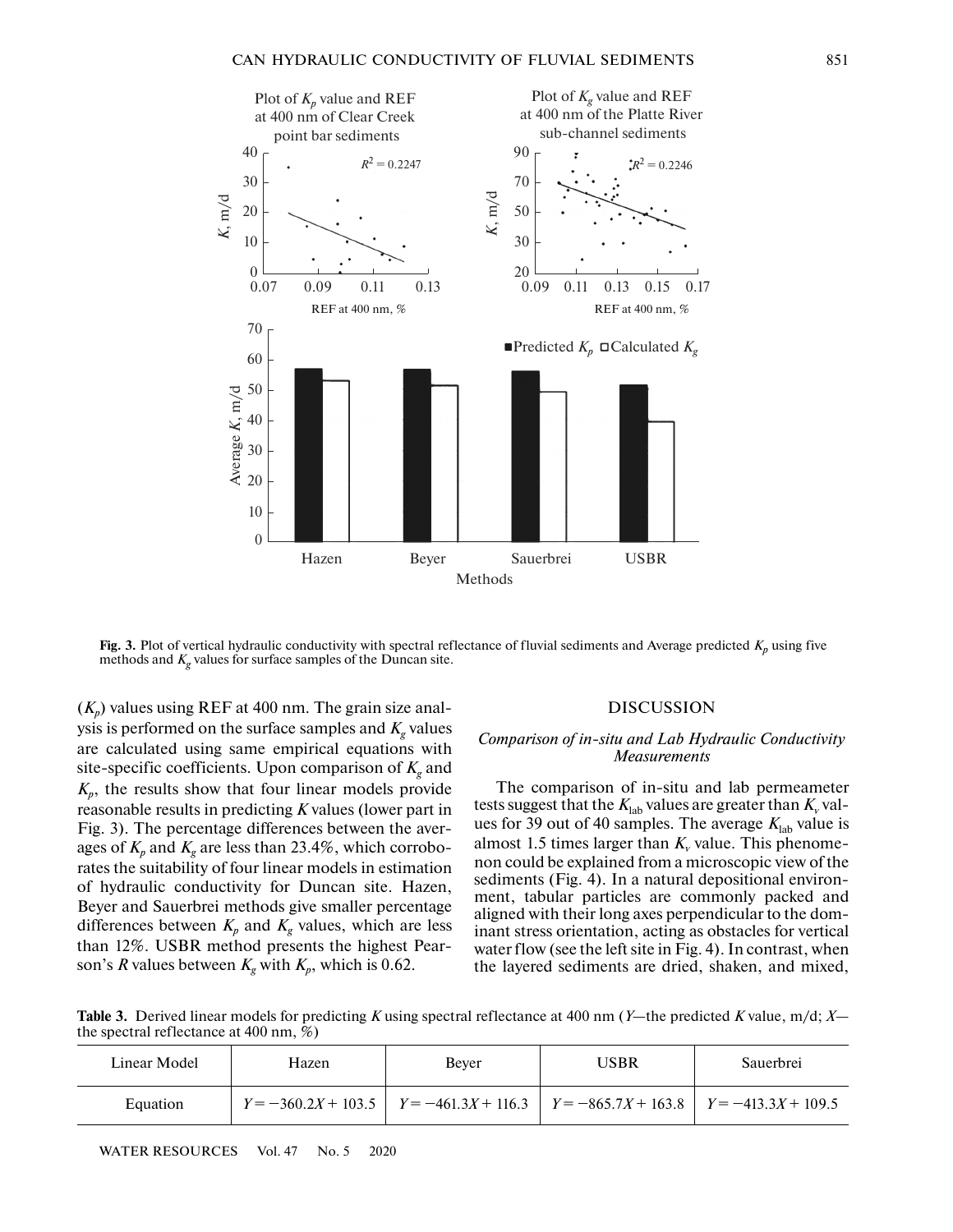Fig. 3. Plot of vertical hydraulic conductivity with spectral reflectance of fluvial sediments and Average predicted $K_p$ using five methods and $K_g$ values for surface samples of the Duncan site.

($K_p$) values using REF at 400 nm. The grain size analysis is performed on the surface samples and $K_g$ values are calculated using same empirical equations with site-specific coefficients. Upon comparison of $K_g$ and $K_p$, the results show that four linear models provide reasonable results in predicting $K$ values (lower part in Fig. 3). The percentage differences between the averages of $K_p$ and $K_g$ are less than 23.4%, which corroborates the suitability of four linear models in estimation of hydraulic conductivity for Duncan site. Hazen, Beyer and Sauerbrei methods give smaller percentage differences between $K_p$ and $K_g$ values, which are less than 12%. USBR method presents the highest Pearson's $R$ values between $K_g$ with $K_p$, which is 0.62.

## DISCUSSION

### *Comparison of in-situ and Lab Hydraulic Conductivity Measurements*

The comparison of in-situ and lab permeameter tests suggest that the $K_{\text{lab}}$ values are greater than $K_v$ values for 39 out of 40 samples. The average $K_{\text{lab}}$ value is almost 1.5 times larger than $K_v$ value. This phenomenon could be explained from a microscopic view of the sediments (Fig. 4). In a natural depositional environment, tabular particles are commonly packed and aligned with their long axes perpendicular to the dominant stress orientation, acting as obstacles for vertical water flow (see the left site in Fig. 4). In contrast, when the layered sediments are dried, shaken, and mixed,

**Table 3.** Derived linear models for predicting $K$ using spectral reflectance at 400 nm ($Y$—the predicted $K$ value, m/d; $X$—the spectral reflectance at 400 nm, %)

| Linear Model | Hazen | Beyer | USBR | Sauerbrei |
|---|---|---|---|---|
| Equation | $Y = -360.2X + 103.5$ | $Y = -461.3X + 116.3$ | $Y = -865.7X + 163.8$ | $Y = -413.3X + 109.5$ |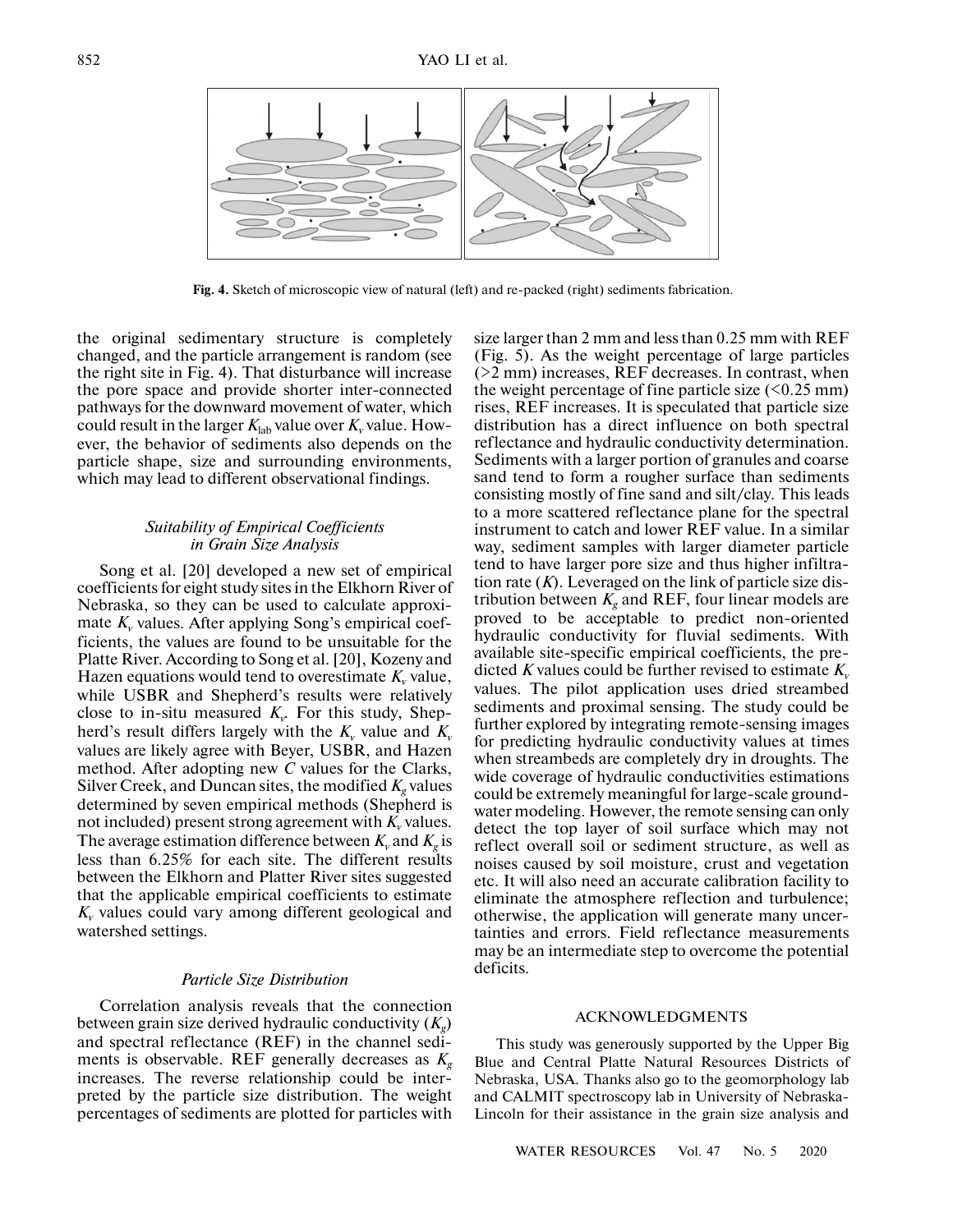Fig. 4. Sketch of microscopic view of natural (left) and re-packed (right) sediments fabrication.

the original sedimentary structure is completely changed, and the particle arrangement is random (see the right site in Fig. 4). That disturbance will increase the pore space and provide shorter inter-connected pathways for the downward movement of water, which could result in the larger $K_{lab}$ value over $K_v$ value. However, the behavior of sediments also depends on the particle shape, size and surrounding environments, which may lead to different observational findings.

### *Suitability of Empirical Coefficients in Grain Size Analysis*

Song et al. [20] developed a new set of empirical coefficients for eight study sites in the Elkhorn River of Nebraska, so they can be used to calculate approximate $K_v$ values. After applying Song's empirical coefficients, the values are found to be unsuitable for the Platte River. According to Song et al. [20], Kozeny and Hazen equations would tend to overestimate $K_v$ value, while USBR and Shepherd's results were relatively close to in-situ measured $K_v$. For this study, Shepherd's result differs largely with the $K_v$ value and $K_v$ values are likely agree with Beyer, USBR, and Hazen method. After adopting new *C* values for the Clarks, Silver Creek, and Duncan sites, the modified $K_g$ values determined by seven empirical methods (Shepherd is not included) present strong agreement with $K_v$ values. The average estimation difference between $K_v$ and $K_g$ is less than 6.25% for each site. The different results between the Elkhorn and Platter River sites suggested that the applicable empirical coefficients to estimate $K_v$ values could vary among different geological and watershed settings.

### *Particle Size Distribution*

Correlation analysis reveals that the connection between grain size derived hydraulic conductivity ($K_g$) and spectral reflectance (REF) in the channel sediments is observable. REF generally decreases as $K_g$ increases. The reverse relationship could be interpreted by the particle size distribution. The weight percentages of sediments are plotted for particles with size larger than 2 mm and less than 0.25 mm with REF (Fig. 5). As the weight percentage of large particles (>2 mm) increases, REF decreases. In contrast, when the weight percentage of fine particle size (<0.25 mm) rises, REF increases. It is speculated that particle size distribution has a direct influence on both spectral reflectance and hydraulic conductivity determination. Sediments with a larger portion of granules and coarse sand tend to form a rougher surface than sediments consisting mostly of fine sand and silt/clay. This leads to a more scattered reflectance plane for the spectral instrument to catch and lower REF value. In a similar way, sediment samples with larger diameter particle tend to have larger pore size and thus higher infiltration rate (*K*). Leveraged on the link of particle size distribution between $K_g$ and REF, four linear models are proved to be acceptable to predict non-oriented hydraulic conductivity for fluvial sediments. With available site-specific empirical coefficients, the predicted *K* values could be further revised to estimate $K_v$ values. The pilot application uses dried streambed sediments and proximal sensing. The study could be further explored by integrating remote-sensing images for predicting hydraulic conductivity values at times when streambeds are completely dry in droughts. The wide coverage of hydraulic conductivities estimations could be extremely meaningful for large-scale groundwater modeling. However, the remote sensing can only detect the top layer of soil surface which may not reflect overall soil or sediment structure, as well as noises caused by soil moisture, crust and vegetation etc. It will also need an accurate calibration facility to eliminate the atmosphere reflection and turbulence; otherwise, the application will generate many uncertainties and errors. Field reflectance measurements may be an intermediate step to overcome the potential deficits.

## ACKNOWLEDGMENTS

This study was generously supported by the Upper Big Blue and Central Platte Natural Resources Districts of Nebraska, USA. Thanks also go to the geomorphology lab and CALMIT spectroscopy lab in University of Nebraska-Lincoln for their assistance in the grain size analysis and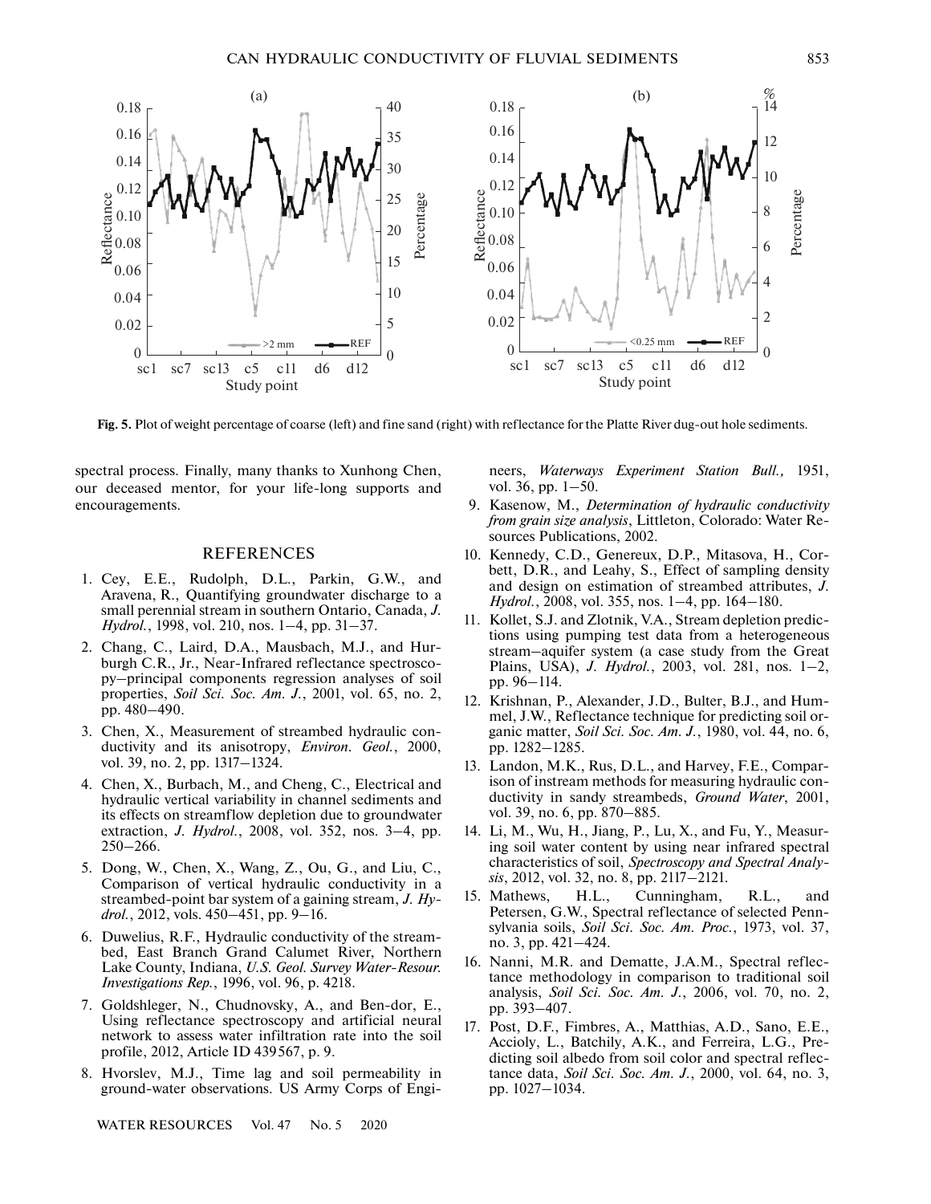Fig. 5. Plot of weight percentage of coarse (left) and fine sand (right) with reflectance for the Platte River dug-out hole sediments.

spectral process. Finally, many thanks to Xunhong Chen, our deceased mentor, for your life-long supports and encouragements.

## REFERENCES

1. Cey, E.E., Rudolph, D.L., Parkin, G.W., and Aravena, R., Quantifying groundwater discharge to a small perennial stream in southern Ontario, Canada, *J. Hydrol.*, 1998, vol. 210, nos. 1–4, pp. 31–37.
2. Chang, C., Laird, D.A., Mausbach, M.J., and Hurburgh C.R., Jr., Near-Infrared reflectance spectroscopy–principal components regression analyses of soil properties, *Soil Sci. Soc. Am. J.*, 2001, vol. 65, no. 2, pp. 480–490.
3. Chen, X., Measurement of streambed hydraulic conductivity and its anisotropy, *Environ. Geol.*, 2000, vol. 39, no. 2, pp. 1317–1324.
4. Chen, X., Burbach, M., and Cheng, C., Electrical and hydraulic vertical variability in channel sediments and its effects on streamflow depletion due to groundwater extraction, *J. Hydrol.*, 2008, vol. 352, nos. 3–4, pp. 250–266.
5. Dong, W., Chen, X., Wang, Z., Ou, G., and Liu, C., Comparison of vertical hydraulic conductivity in a streambed-point bar system of a gaining stream, *J. Hydrol.*, 2012, vols. 450–451, pp. 9–16.
6. Duwelius, R.F., Hydraulic conductivity of the streambed, East Branch Grand Calumet River, Northern Lake County, Indiana, *U.S. Geol. Survey Water-Resour. Investigations Rep.*, 1996, vol. 96, p. 4218.
7. Goldshleger, N., Chudnovsky, A., and Ben-dor, E., Using reflectance spectroscopy and artificial neural network to assess water infiltration rate into the soil profile, 2012, Article ID 439567, p. 9.
8. Hvorslev, M.J., Time lag and soil permeability in ground-water observations. US Army Corps of Engineers, *Waterways Experiment Station Bull.,* 1951, vol. 36, pp. 1–50.
9. Kasenow, M., *Determination of hydraulic conductivity from grain size analysis*, Littleton, Colorado: Water Resources Publications, 2002.
10. Kennedy, C.D., Genereux, D.P., Mitasova, H., Corbett, D.R., and Leahy, S., Effect of sampling density and design on estimation of streambed attributes, *J. Hydrol.*, 2008, vol. 355, nos. 1–4, pp. 164–180.
11. Kollet, S.J. and Zlotnik, V.A., Stream depletion predictions using pumping test data from a heterogeneous stream–aquifer system (a case study from the Great Plains, USA), *J. Hydrol.*, 2003, vol. 281, nos. 1–2, pp. 96–114.
12. Krishnan, P., Alexander, J.D., Bulter, B.J., and Hummel, J.W., Reflectance technique for predicting soil organic matter, *Soil Sci. Soc. Am. J.*, 1980, vol. 44, no. 6, pp. 1282–1285.
13. Landon, M.K., Rus, D.L., and Harvey, F.E., Comparison of instream methods for measuring hydraulic conductivity in sandy streambeds, *Ground Water*, 2001, vol. 39, no. 6, pp. 870–885.
14. Li, M., Wu, H., Jiang, P., Lu, X., and Fu, Y., Measuring soil water content by using near infrared spectral characteristics of soil, *Spectroscopy and Spectral Analysis*, 2012, vol. 32, no. 8, pp. 2117–2121.
15. Mathews, H.L., Cunningham, R.L., and Petersen, G.W., Spectral reflectance of selected Pennsylvania soils, *Soil Sci. Soc. Am. Proc.*, 1973, vol. 37, no. 3, pp. 421–424.
16. Nanni, M.R. and Dematte, J.A.M., Spectral reflectance methodology in comparison to traditional soil analysis, *Soil Sci. Soc. Am. J.*, 2006, vol. 70, no. 2, pp. 393–407.
17. Post, D.F., Fimbres, A., Matthias, A.D., Sano, E.E., Accioly, L., Batchily, A.K., and Ferreira, L.G., Predicting soil albedo from soil color and spectral reflectance data, *Soil Sci. Soc. Am. J.*, 2000, vol. 64, no. 3, pp. 1027–1034.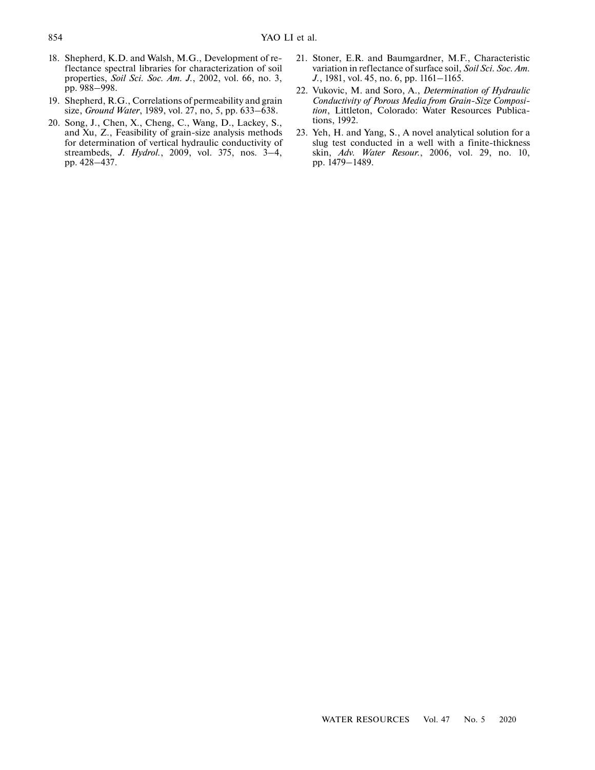18. Shepherd, K.D. and Walsh, M.G., Development of reflectance spectral libraries for characterization of soil properties, *Soil Sci. Soc. Am. J.*, 2002, vol. 66, no. 3, pp. 988–998.
19. Shepherd, R.G., Correlations of permeability and grain size, *Ground Water*, 1989, vol. 27, no, 5, pp. 633–638.
20. Song, J., Chen, X., Cheng, C., Wang, D., Lackey, S., and Xu, Z., Feasibility of grain-size analysis methods for determination of vertical hydraulic conductivity of streambeds, *J. Hydrol.*, 2009, vol. 375, nos. 3–4, pp. 428–437.
21. Stoner, E.R. and Baumgardner, M.F., Characteristic variation in reflectance of surface soil, *Soil Sci. Soc. Am. J.*, 1981, vol. 45, no. 6, pp. 1161–1165.
22. Vukovic, M. and Soro, A., *Determination of Hydraulic Conductivity of Porous Media from Grain-Size Composition*, Littleton, Colorado: Water Resources Publications, 1992.
23. Yeh, H. and Yang, S., A novel analytical solution for a slug test conducted in a well with a finite-thickness skin, *Adv. Water Resour.*, 2006, vol. 29, no. 10, pp. 1479–1489.